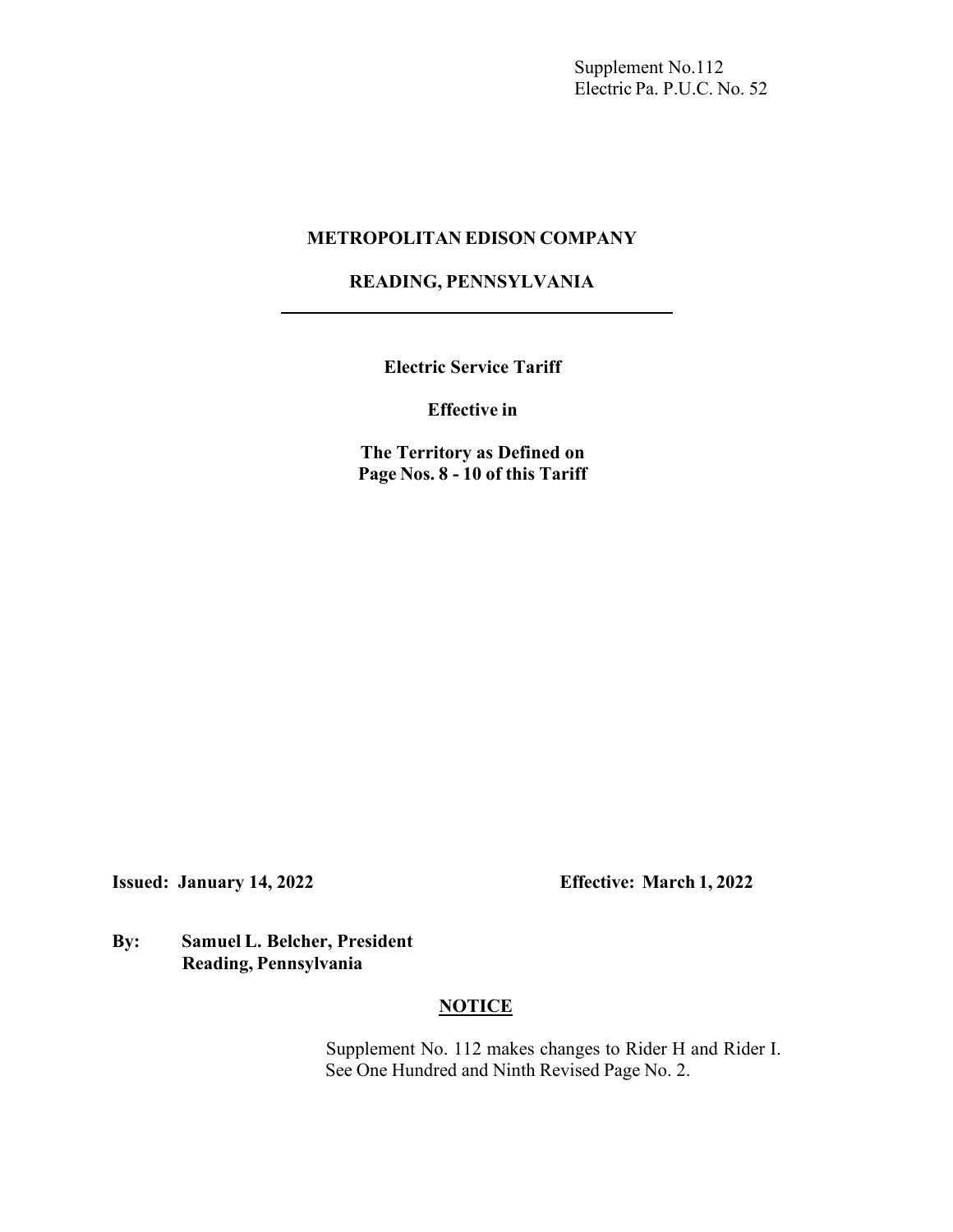Supplement No.112
Electric Pa. P.U.C. No. 52

**METROPOLITAN EDISON COMPANY**

**READING, PENNSYLVANIA**

---

**Electric Service Tariff**

**Effective in**

**The Territory as Defined on**
**Page Nos. 8 - 10 of this Tariff**

**Issued: January 14, 2022** **Effective: March 1, 2022**

**By: Samuel L. Belcher, President**
**Reading, Pennsylvania**

**NOTICE**

Supplement No. 112 makes changes to Rider H and Rider I.
See One Hundred and Ninth Revised Page No. 2.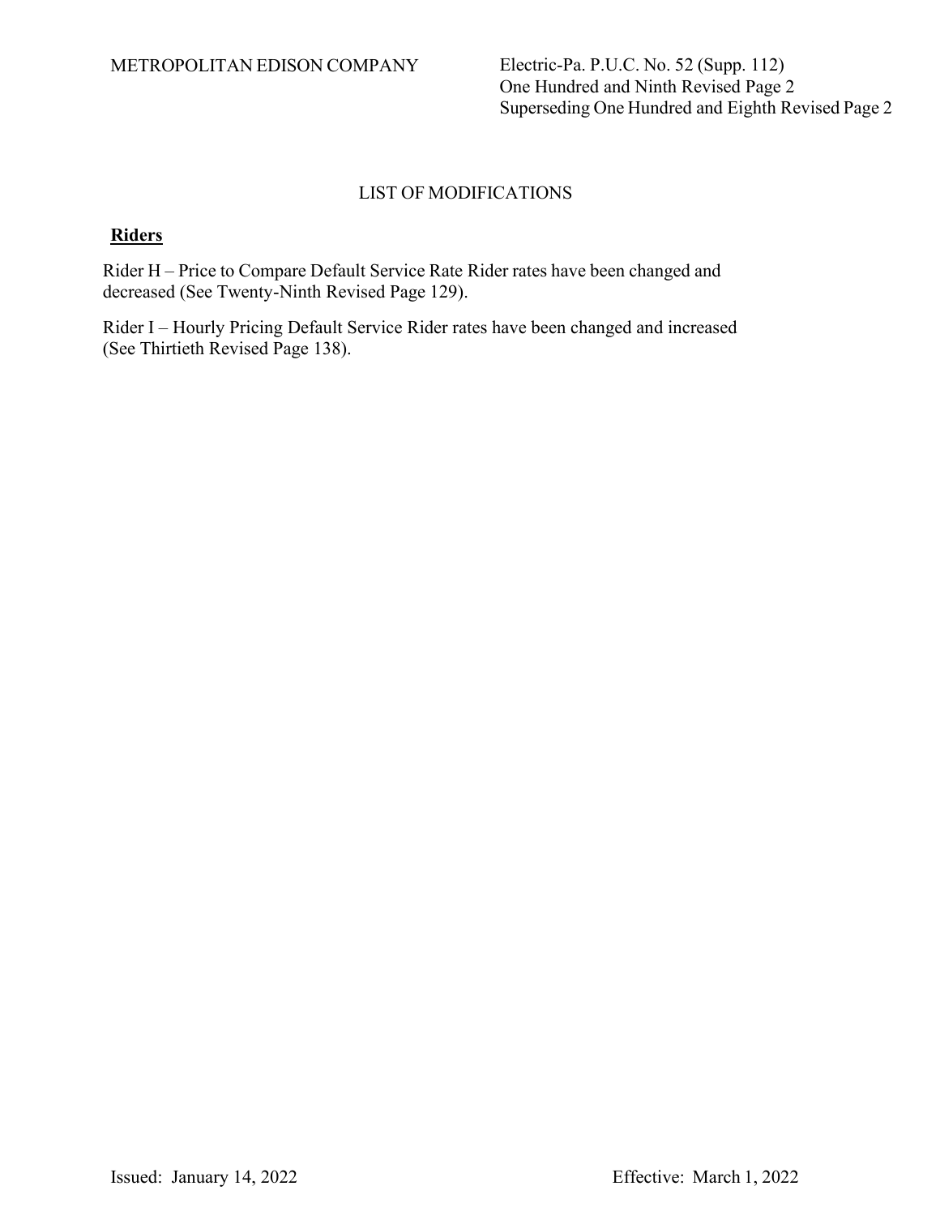METROPOLITAN EDISON COMPANY

Electric-Pa. P.U.C. No. 52 (Supp. 112)
One Hundred and Ninth Revised Page 2
Superseding One Hundred and Eighth Revised Page 2

# LIST OF MODIFICATIONS

**Riders**

Rider H – Price to Compare Default Service Rate Rider rates have been changed and decreased (See Twenty-Ninth Revised Page 129).

Rider I – Hourly Pricing Default Service Rider rates have been changed and increased (See Thirtieth Revised Page 138).

Issued: January 14, 2022

Effective: March 1, 2022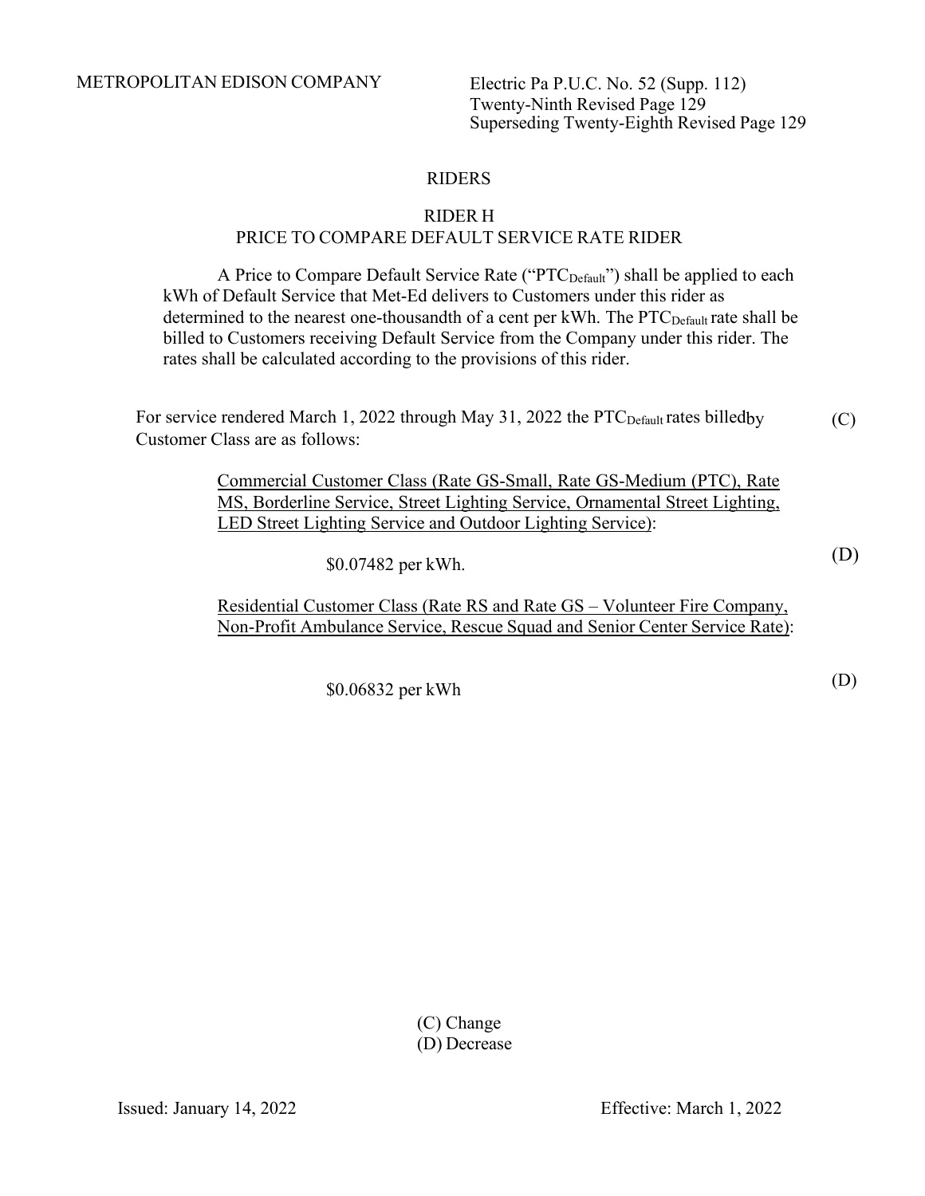METROPOLITAN EDISON COMPANY

Electric Pa P.U.C. No. 52 (Supp. 112)
Twenty-Ninth Revised Page 129
Superseding Twenty-Eighth Revised Page 129

## RIDERS

### RIDER H
### PRICE TO COMPARE DEFAULT SERVICE RATE RIDER

A Price to Compare Default Service Rate ("$PTC_{Default}$") shall be applied to each kWh of Default Service that Met-Ed delivers to Customers under this rider as determined to the nearest one-thousandth of a cent per kWh. The $PTC_{Default}$ rate shall be billed to Customers receiving Default Service from the Company under this rider. The rates shall be calculated according to the provisions of this rider.

For service rendered March 1, 2022 through May 31, 2022 the $PTC_{Default}$ rates billedby Customer Class are as follows: (C)

Commercial Customer Class (Rate GS-Small, Rate GS-Medium (PTC), Rate MS, Borderline Service, Street Lighting Service, Ornamental Street Lighting, LED Street Lighting Service and Outdoor Lighting Service):

$0.07482 per kWh. (D)

Residential Customer Class (Rate RS and Rate GS – Volunteer Fire Company, Non-Profit Ambulance Service, Rescue Squad and Senior Center Service Rate):

$0.06832 per kWh (D)

(C) Change
(D) Decrease

Issued: January 14, 2022

Effective: March 1, 2022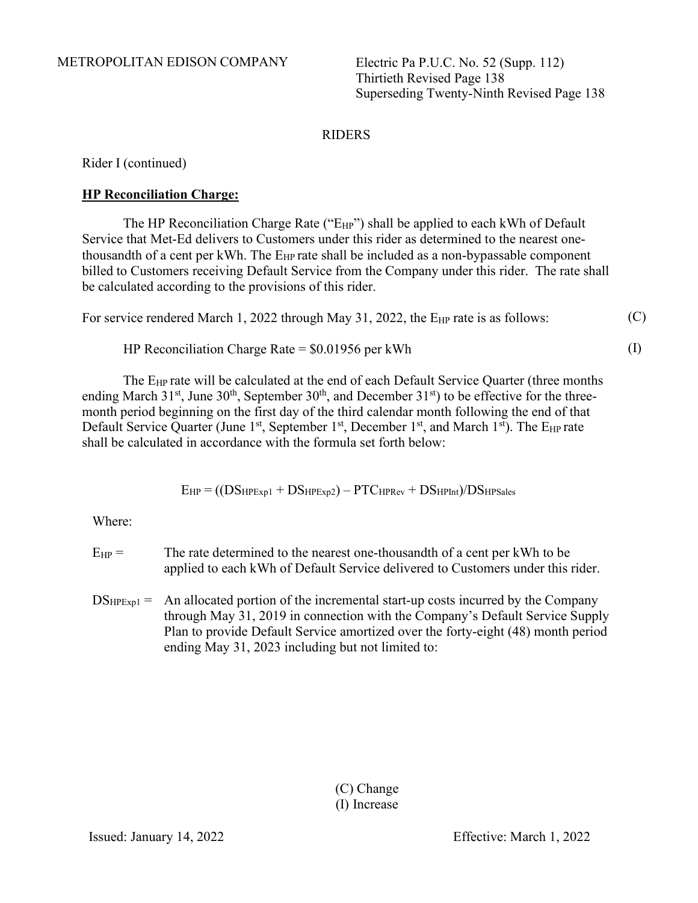METROPOLITAN EDISON COMPANY

Electric Pa P.U.C. No. 52 (Supp. 112)
Thirtieth Revised Page 138
Superseding Twenty-Ninth Revised Page 138

RIDERS

Rider I (continued)

**HP Reconciliation Charge:**

The HP Reconciliation Charge Rate (“$E_{HP}$”) shall be applied to each kWh of Default Service that Met-Ed delivers to Customers under this rider as determined to the nearest one-thousandth of a cent per kWh. The $E_{HP}$ rate shall be included as a non-bypassable component billed to Customers receiving Default Service from the Company under this rider. The rate shall be calculated according to the provisions of this rider.

For service rendered March 1, 2022 through May 31, 2022, the $E_{HP}$ rate is as follows: (C)

HP Reconciliation Charge Rate = $0.01956 per kWh (I)

The $E_{HP}$ rate will be calculated at the end of each Default Service Quarter (three months ending March 31st, June 30th, September 30th, and December 31st) to be effective for the three-month period beginning on the first day of the third calendar month following the end of that Default Service Quarter (June 1st, September 1st, December 1st, and March 1st). The $E_{HP}$ rate shall be calculated in accordance with the formula set forth below:

$$E_{HP} = ((DS_{HPExp1} + DS_{HPExp2}) - PTC_{HPRev} + DS_{HPInt})/DS_{HPSales}$$

Where:

$E_{HP}$ = The rate determined to the nearest one-thousandth of a cent per kWh to be applied to each kWh of Default Service delivered to Customers under this rider.

$DS_{HPExp1}$ = An allocated portion of the incremental start-up costs incurred by the Company through May 31, 2019 in connection with the Company’s Default Service Supply Plan to provide Default Service amortized over the forty-eight (48) month period ending May 31, 2023 including but not limited to:

(C) Change
(I) Increase

Issued: January 14, 2022

Effective: March 1, 2022